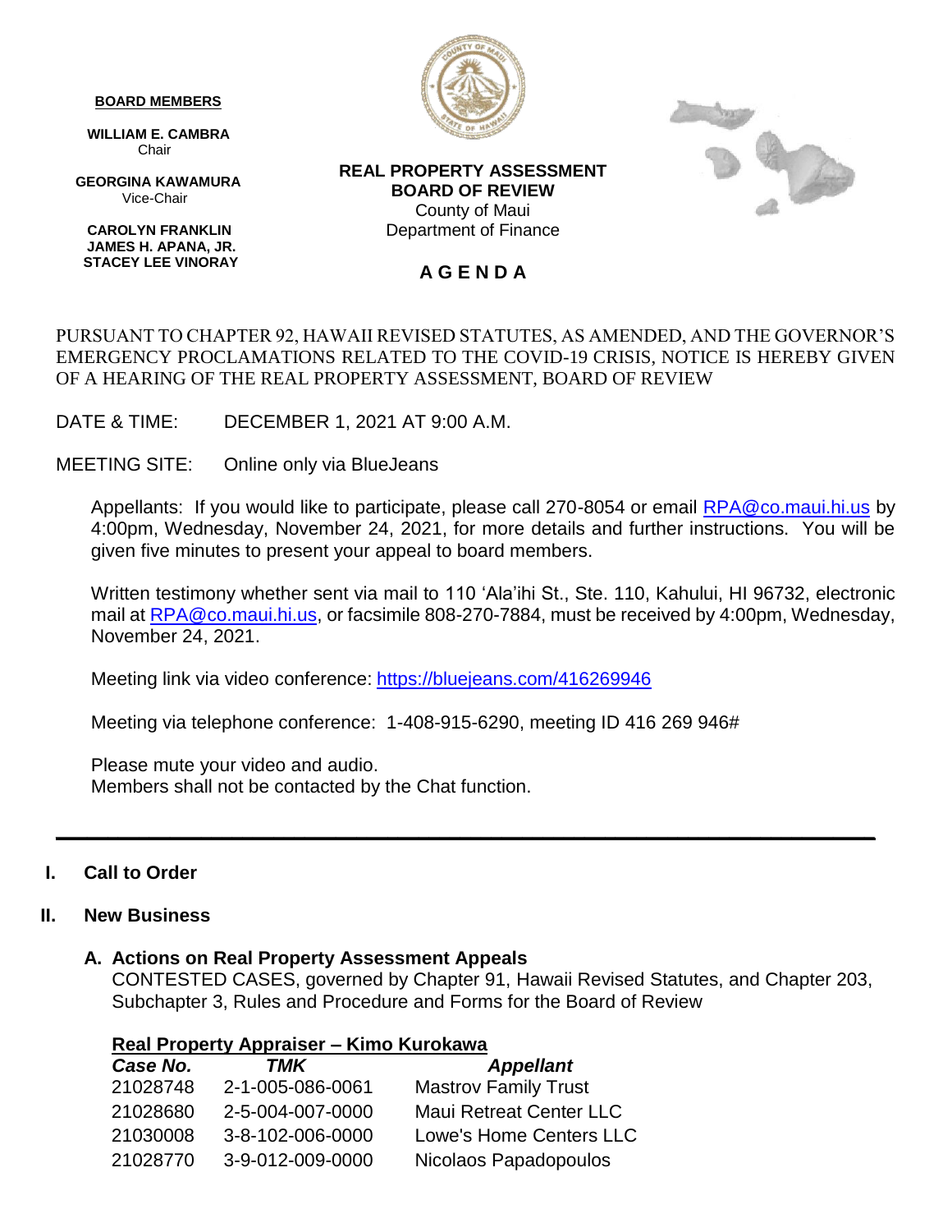**BOARD MEMBERS**

**WILLIAM E. CAMBRA**
Chair

**GEORGINA KAWAMURA**
Vice-Chair

**CAROLYN FRANKLIN**
**JAMES H. APANA, JR.**
**STACEY LEE VINORAY**

**REAL PROPERTY ASSESSMENT**
**BOARD OF REVIEW**
County of Maui
Department of Finance

# A G E N D A

PURSUANT TO CHAPTER 92, HAWAII REVISED STATUTES, AS AMENDED, AND THE GOVERNOR'S EMERGENCY PROCLAMATIONS RELATED TO THE COVID-19 CRISIS, NOTICE IS HEREBY GIVEN OF A HEARING OF THE REAL PROPERTY ASSESSMENT, BOARD OF REVIEW

DATE & TIME: DECEMBER 1, 2021 AT 9:00 A.M.

MEETING SITE: Online only via BlueJeans

Appellants: If you would like to participate, please call 270-8054 or email RPA@co.maui.hi.us by 4:00pm, Wednesday, November 24, 2021, for more details and further instructions. You will be given five minutes to present your appeal to board members.

Written testimony whether sent via mail to 110 'Ala'ihi St., Ste. 110, Kahului, HI 96732, electronic mail at RPA@co.maui.hi.us, or facsimile 808-270-7884, must be received by 4:00pm, Wednesday, November 24, 2021.

Meeting link via video conference: https://bluejeans.com/416269946

Meeting via telephone conference: 1-408-915-6290, meeting ID 416 269 946#

Please mute your video and audio.
Members shall not be contacted by the Chat function.

---

## I. Call to Order

## II. New Business

### A. Actions on Real Property Assessment Appeals

CONTESTED CASES, governed by Chapter 91, Hawaii Revised Statutes, and Chapter 203, Subchapter 3, Rules and Procedure and Forms for the Board of Review

**Real Property Appraiser – Kimo Kurokawa**

| *Case No.* | *TMK* | *Appellant* |
|---|---|---|
| 21028748 | 2-1-005-086-0061 | Mastrov Family Trust |
| 21028680 | 2-5-004-007-0000 | Maui Retreat Center LLC |
| 21030008 | 3-8-102-006-0000 | Lowe's Home Centers LLC |
| 21028770 | 3-9-012-009-0000 | Nicolaos Papadopoulos |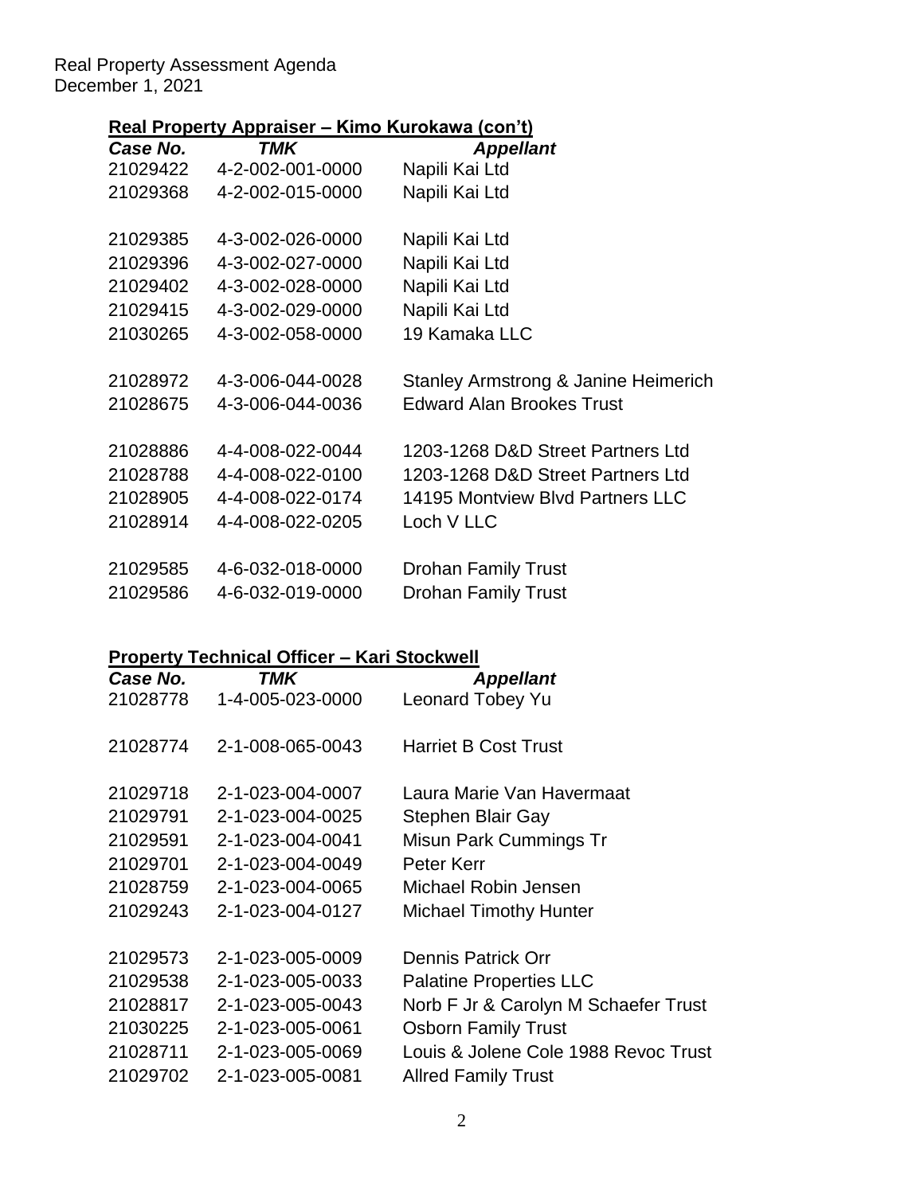**Real Property Appraiser – Kimo Kurokawa (con't)**

| Case No. | TMK | Appellant |
|---|---|---|
| 21029422 | 4-2-002-001-0000 | Napili Kai Ltd |
| 21029368 | 4-2-002-015-0000 | Napili Kai Ltd |
| | | |
| 21029385 | 4-3-002-026-0000 | Napili Kai Ltd |
| 21029396 | 4-3-002-027-0000 | Napili Kai Ltd |
| 21029402 | 4-3-002-028-0000 | Napili Kai Ltd |
| 21029415 | 4-3-002-029-0000 | Napili Kai Ltd |
| 21030265 | 4-3-002-058-0000 | 19 Kamaka LLC |
| | | |
| 21028972 | 4-3-006-044-0028 | Stanley Armstrong & Janine Heimerich |
| 21028675 | 4-3-006-044-0036 | Edward Alan Brookes Trust |
| | | |
| 21028886 | 4-4-008-022-0044 | 1203-1268 D&D Street Partners Ltd |
| 21028788 | 4-4-008-022-0100 | 1203-1268 D&D Street Partners Ltd |
| 21028905 | 4-4-008-022-0174 | 14195 Montview Blvd Partners LLC |
| 21028914 | 4-4-008-022-0205 | Loch V LLC |
| | | |
| 21029585 | 4-6-032-018-0000 | Drohan Family Trust |
| 21029586 | 4-6-032-019-0000 | Drohan Family Trust |

**Property Technical Officer – Kari Stockwell**

| Case No. | TMK | Appellant |
|---|---|---|
| 21028778 | 1-4-005-023-0000 | Leonard Tobey Yu |
| | | |
| 21028774 | 2-1-008-065-0043 | Harriet B Cost Trust |
| | | |
| 21029718 | 2-1-023-004-0007 | Laura Marie Van Havermaat |
| 21029791 | 2-1-023-004-0025 | Stephen Blair Gay |
| 21029591 | 2-1-023-004-0041 | Misun Park Cummings Tr |
| 21029701 | 2-1-023-004-0049 | Peter Kerr |
| 21028759 | 2-1-023-004-0065 | Michael Robin Jensen |
| 21029243 | 2-1-023-004-0127 | Michael Timothy Hunter |
| | | |
| 21029573 | 2-1-023-005-0009 | Dennis Patrick Orr |
| 21029538 | 2-1-023-005-0033 | Palatine Properties LLC |
| 21028817 | 2-1-023-005-0043 | Norb F Jr & Carolyn M Schaefer Trust |
| 21030225 | 2-1-023-005-0061 | Osborn Family Trust |
| 21028711 | 2-1-023-005-0069 | Louis & Jolene Cole 1988 Revoc Trust |
| 21029702 | 2-1-023-005-0081 | Allred Family Trust |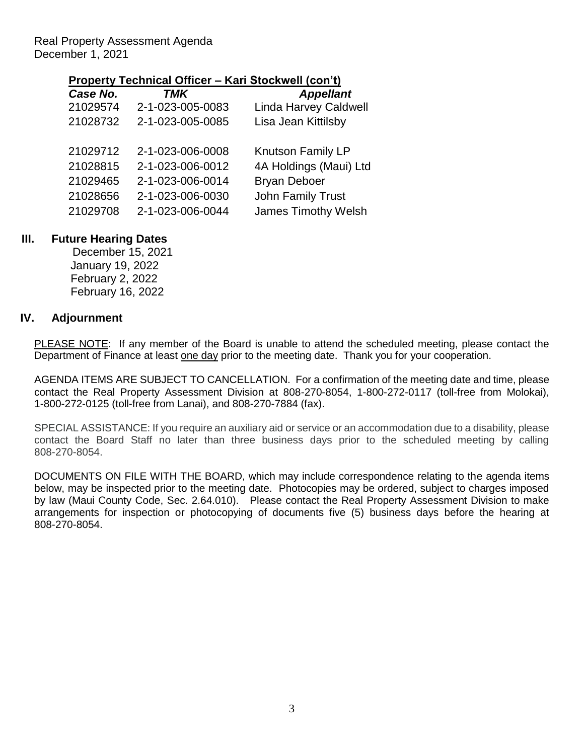Real Property Assessment Agenda
December 1, 2021

**Property Technical Officer – Kari Stockwell (con't)**

| ***Case No.*** | ***TMK*** | ***Appellant*** |
|---|---|---|
| 21029574 | 2-1-023-005-0083 | Linda Harvey Caldwell |
| 21028732 | 2-1-023-005-0085 | Lisa Jean Kittilsby |
| 21029712 | 2-1-023-006-0008 | Knutson Family LP |
| 21028815 | 2-1-023-006-0012 | 4A Holdings (Maui) Ltd |
| 21029465 | 2-1-023-006-0014 | Bryan Deboer |
| 21028656 | 2-1-023-006-0030 | John Family Trust |
| 21029708 | 2-1-023-006-0044 | James Timothy Welsh |

## III. Future Hearing Dates

December 15, 2021
January 19, 2022
February 2, 2022
February 16, 2022

## IV. Adjournment

PLEASE NOTE: If any member of the Board is unable to attend the scheduled meeting, please contact the Department of Finance at least one day prior to the meeting date. Thank you for your cooperation.

AGENDA ITEMS ARE SUBJECT TO CANCELLATION. For a confirmation of the meeting date and time, please contact the Real Property Assessment Division at 808-270-8054, 1-800-272-0117 (toll-free from Molokai), 1-800-272-0125 (toll-free from Lanai), and 808-270-7884 (fax).

SPECIAL ASSISTANCE: If you require an auxiliary aid or service or an accommodation due to a disability, please contact the Board Staff no later than three business days prior to the scheduled meeting by calling 808-270-8054.

DOCUMENTS ON FILE WITH THE BOARD, which may include correspondence relating to the agenda items below, may be inspected prior to the meeting date. Photocopies may be ordered, subject to charges imposed by law (Maui County Code, Sec. 2.64.010). Please contact the Real Property Assessment Division to make arrangements for inspection or photocopying of documents five (5) business days before the hearing at 808-270-8054.